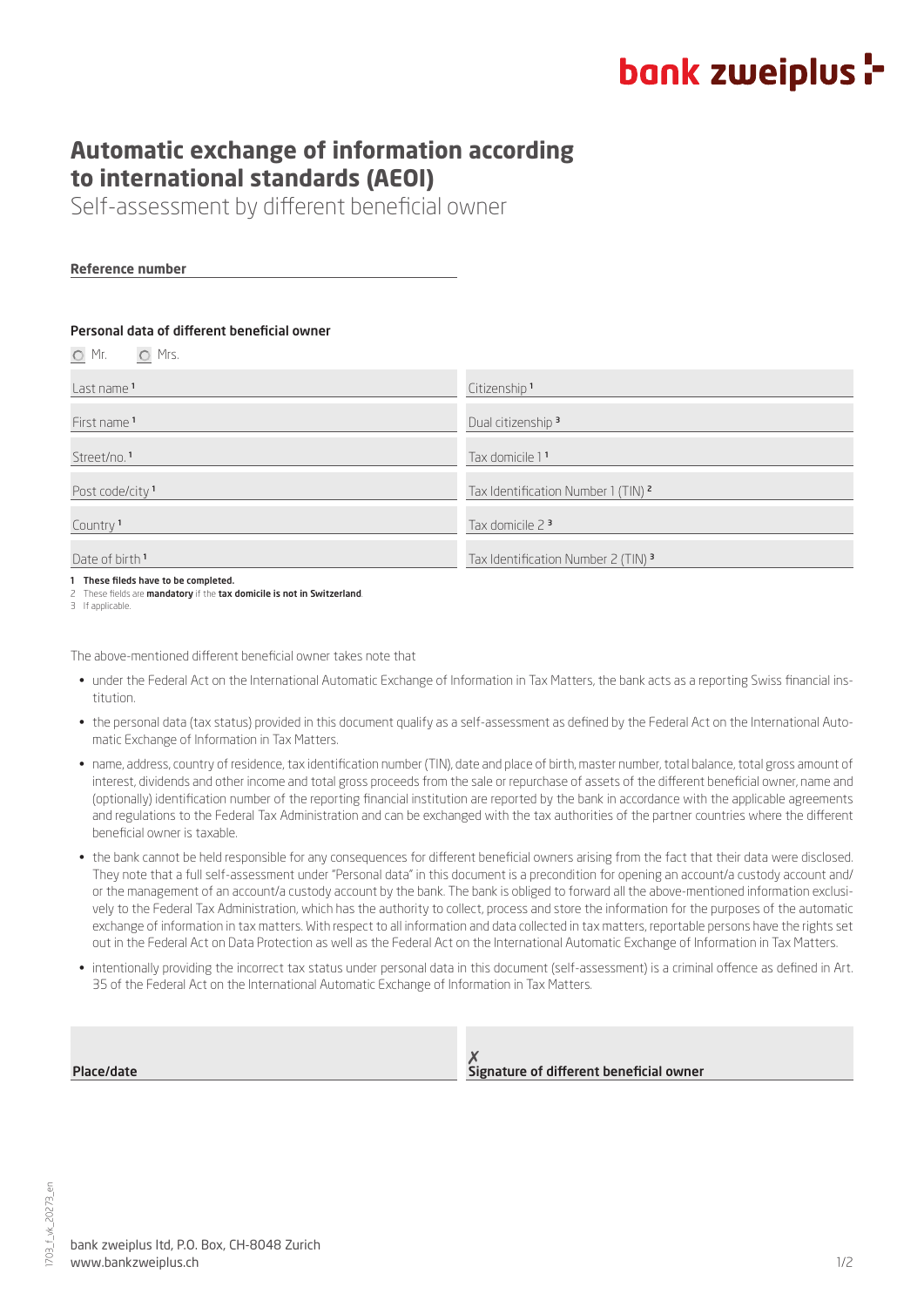bank zweiplus

# Automatic exchange of information according to international standards (AEOI)

Self-assessment by different beneficial owner

**Reference number**

### Personal data of different beneficial owner

○ Mr. ○ Mrs.

| | |
|---|---|
| Last name [1] | Citizenship [1] |
| First name [1] | Dual citizenship [3] |
| Street/no. [1] | Tax domicile 1 [1] |
| Post code/city [1] | Tax Identification Number 1 (TIN) [2] |
| Country [1] | Tax domicile 2 [3] |
| Date of birth [1] | Tax Identification Number 2 (TIN) [3] |

1 **These fileds have to be completed.**
2 These fields are **mandatory** if the **tax domicile is not in Switzerland**.
3 If applicable.

The above-mentioned different beneficial owner takes note that

- under the Federal Act on the International Automatic Exchange of Information in Tax Matters, the bank acts as a reporting Swiss financial institution.
- the personal data (tax status) provided in this document qualify as a self-assessment as defined by the Federal Act on the International Automatic Exchange of Information in Tax Matters.
- name, address, country of residence, tax identification number (TIN), date and place of birth, master number, total balance, total gross amount of interest, dividends and other income and total gross proceeds from the sale or repurchase of assets of the different beneficial owner, name and (optionally) identification number of the reporting financial institution are reported by the bank in accordance with the applicable agreements and regulations to the Federal Tax Administration and can be exchanged with the tax authorities of the partner countries where the different beneficial owner is taxable.
- the bank cannot be held responsible for any consequences for different beneficial owners arising from the fact that their data were disclosed. They note that a full self-assessment under "Personal data" in this document is a precondition for opening an account/a custody account and/or the management of an account/a custody account by the bank. The bank is obliged to forward all the above-mentioned information exclusively to the Federal Tax Administration, which has the authority to collect, process and store the information for the purposes of the automatic exchange of information in tax matters. With respect to all information and data collected in tax matters, reportable persons have the rights set out in the Federal Act on Data Protection as well as the Federal Act on the International Automatic Exchange of Information in Tax Matters.
- intentionally providing the incorrect tax status under personal data in this document (self-assessment) is a criminal offence as defined in Art. 35 of the Federal Act on the International Automatic Exchange of Information in Tax Matters.

| | |
|---|---|
| **Place/date** | ✗ **Signature of different beneficial owner** |

1703_f_vk_20273_en

bank zweiplus ltd, P.O. Box, CH-8048 Zurich
www.bankzweiplus.ch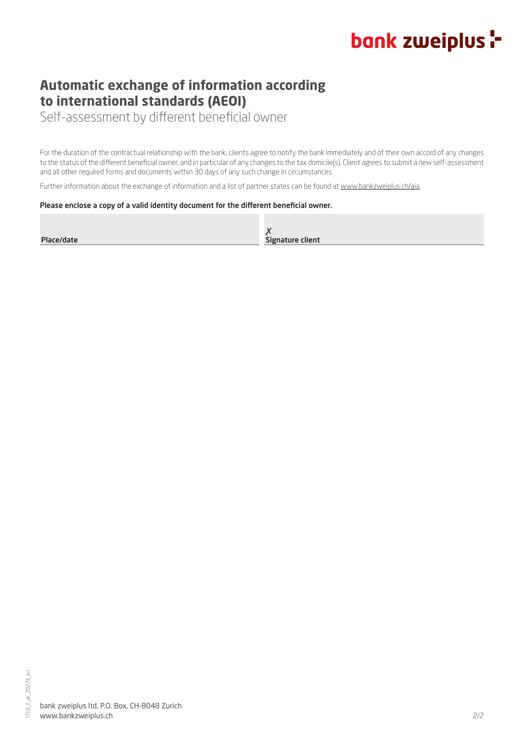# Automatic exchange of information according to international standards (AEOI)

Self-assessment by different beneficial owner

For the duration of the contractual relationship with the bank, clients agree to notify the bank immediately and of their own accord of any changes to the status of the different beneficial owner, and in particular of any changes to the tax domicile(s). Client agrees to submit a new self-assessment and all other required forms and documents within 30 days of any such change in circumstances.

Further information about the exchange of information and a list of partner states can be found at www.bankzweiplus.ch/aia.

**Please enclose a copy of a valid identity document for the different beneficial owner.**

| | |
|---|---|
| | ✗ |
| **Place/date** | **Signature client** |

bank zweiplus ltd, P.O. Box, CH-8048 Zurich
www.bankzweiplus.ch